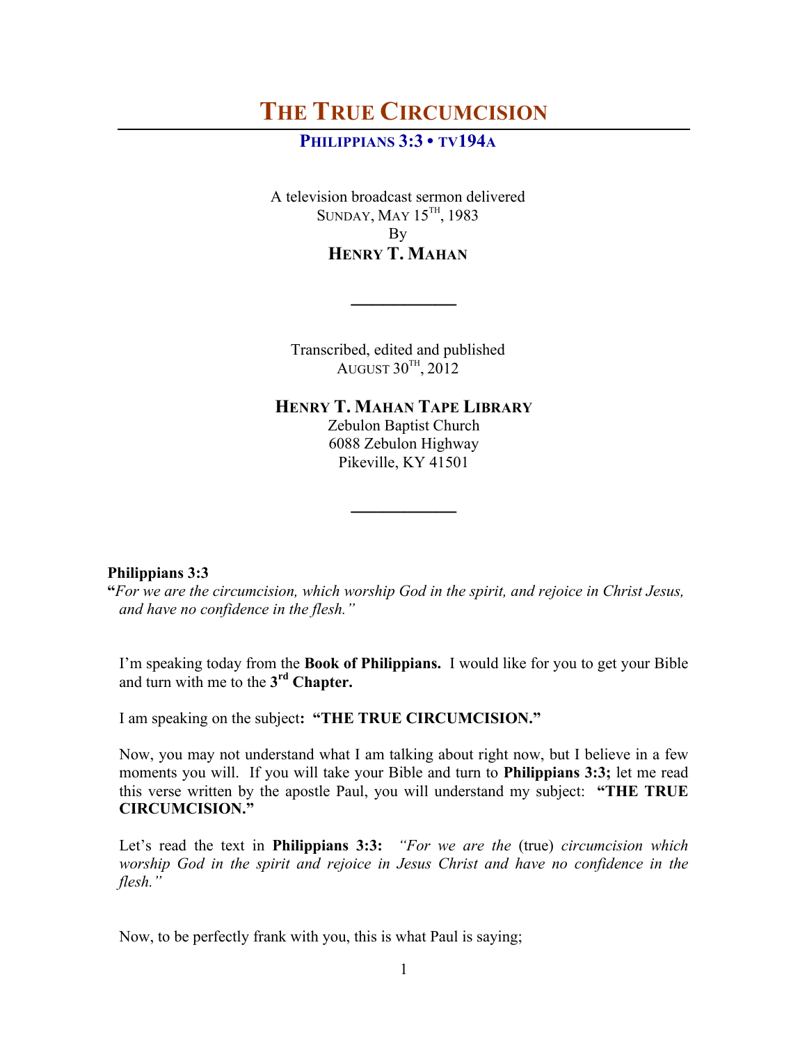# THE TRUE CIRCUMCISION

**PHILIPPIANS 3:3 • TV194A**

A television broadcast sermon delivered
SUNDAY, MAY 15TH, 1983
By
**HENRY T. MAHAN**

---

Transcribed, edited and published
AUGUST 30TH, 2012

**HENRY T. MAHAN TAPE LIBRARY**
Zebulon Baptist Church
6088 Zebulon Highway
Pikeville, KY 41501

---

**Philippians 3:3**
**"***For we are the circumcision, which worship God in the spirit, and rejoice in Christ Jesus, and have no confidence in the flesh."*

I'm speaking today from the **Book of Philippians.** I would like for you to get your Bible and turn with me to the **3rd Chapter.**

I am speaking on the subject**: "THE TRUE CIRCUMCISION."**

Now, you may not understand what I am talking about right now, but I believe in a few moments you will. If you will take your Bible and turn to **Philippians 3:3;** let me read this verse written by the apostle Paul, you will understand my subject: **"THE TRUE CIRCUMCISION."**

Let's read the text in **Philippians 3:3:** *"For we are the* (true) *circumcision which worship God in the spirit and rejoice in Jesus Christ and have no confidence in the flesh."*

Now, to be perfectly frank with you, this is what Paul is saying;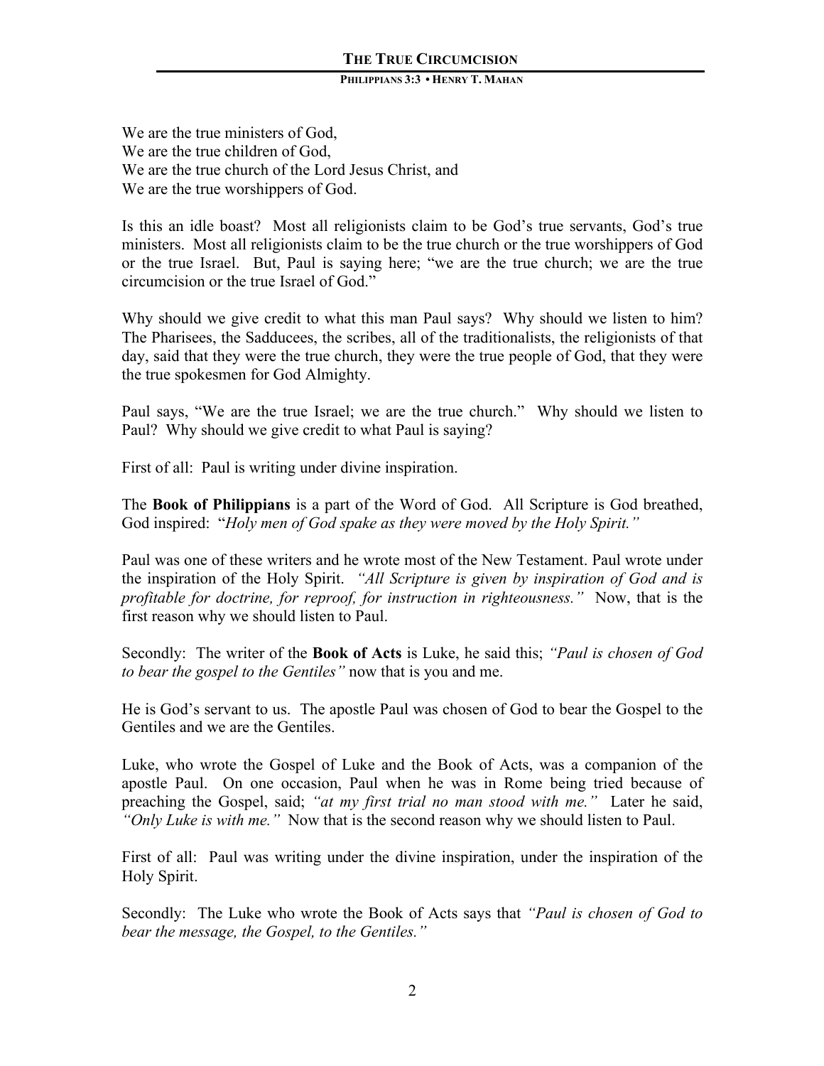We are the true ministers of God,
We are the true children of God,
We are the true church of the Lord Jesus Christ, and
We are the true worshippers of God.

Is this an idle boast? Most all religionists claim to be God's true servants, God's true ministers. Most all religionists claim to be the true church or the true worshippers of God or the true Israel. But, Paul is saying here; "we are the true church; we are the true circumcision or the true Israel of God."

Why should we give credit to what this man Paul says? Why should we listen to him? The Pharisees, the Sadducees, the scribes, all of the traditionalists, the religionists of that day, said that they were the true church, they were the true people of God, that they were the true spokesmen for God Almighty.

Paul says, "We are the true Israel; we are the true church." Why should we listen to Paul? Why should we give credit to what Paul is saying?

First of all: Paul is writing under divine inspiration.

The **Book of Philippians** is a part of the Word of God. All Scripture is God breathed, God inspired: "*Holy men of God spake as they were moved by the Holy Spirit.*"

Paul was one of these writers and he wrote most of the New Testament. Paul wrote under the inspiration of the Holy Spirit. *"All Scripture is given by inspiration of God and is profitable for doctrine, for reproof, for instruction in righteousness."* Now, that is the first reason why we should listen to Paul.

Secondly: The writer of the **Book of Acts** is Luke, he said this; *"Paul is chosen of God to bear the gospel to the Gentiles"* now that is you and me.

He is God's servant to us. The apostle Paul was chosen of God to bear the Gospel to the Gentiles and we are the Gentiles.

Luke, who wrote the Gospel of Luke and the Book of Acts, was a companion of the apostle Paul. On one occasion, Paul when he was in Rome being tried because of preaching the Gospel, said; *"at my first trial no man stood with me."* Later he said, *"Only Luke is with me."* Now that is the second reason why we should listen to Paul.

First of all: Paul was writing under the divine inspiration, under the inspiration of the Holy Spirit.

Secondly: The Luke who wrote the Book of Acts says that *"Paul is chosen of God to bear the message, the Gospel, to the Gentiles."*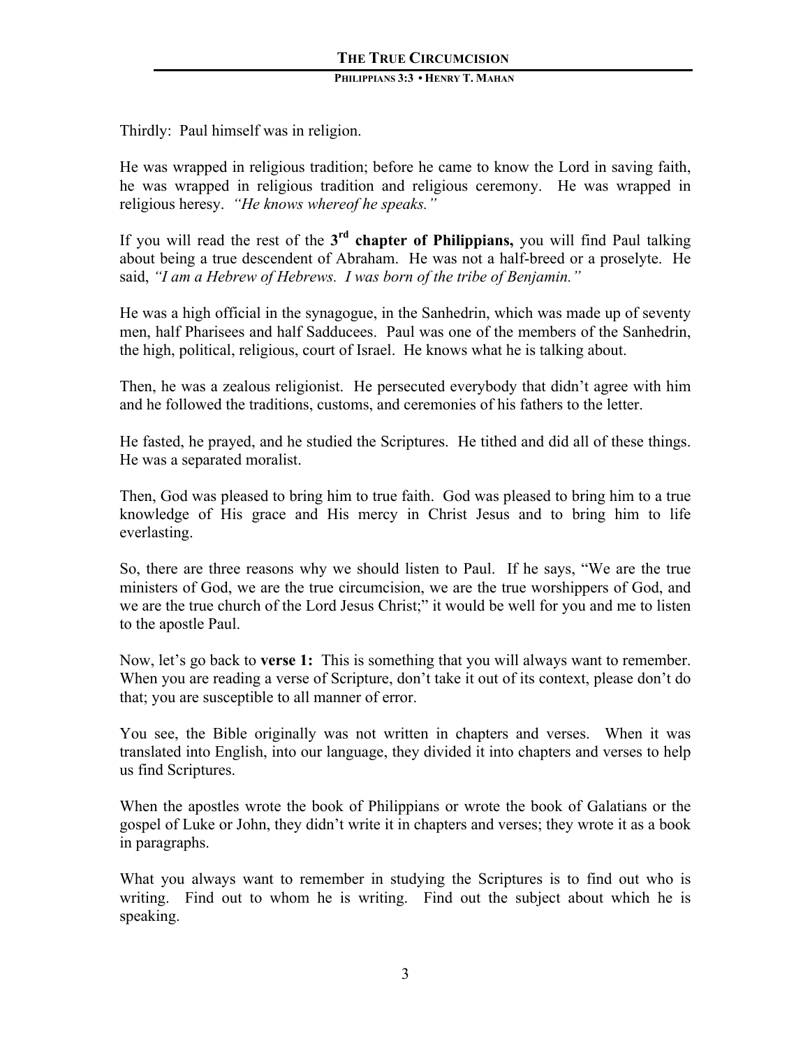Thirdly: Paul himself was in religion.

He was wrapped in religious tradition; before he came to know the Lord in saving faith, he was wrapped in religious tradition and religious ceremony. He was wrapped in religious heresy. *"He knows whereof he speaks."*

If you will read the rest of the **3rd chapter of Philippians,** you will find Paul talking about being a true descendent of Abraham. He was not a half-breed or a proselyte. He said, *"I am a Hebrew of Hebrews. I was born of the tribe of Benjamin."*

He was a high official in the synagogue, in the Sanhedrin, which was made up of seventy men, half Pharisees and half Sadducees. Paul was one of the members of the Sanhedrin, the high, political, religious, court of Israel. He knows what he is talking about.

Then, he was a zealous religionist. He persecuted everybody that didn't agree with him and he followed the traditions, customs, and ceremonies of his fathers to the letter.

He fasted, he prayed, and he studied the Scriptures. He tithed and did all of these things. He was a separated moralist.

Then, God was pleased to bring him to true faith. God was pleased to bring him to a true knowledge of His grace and His mercy in Christ Jesus and to bring him to life everlasting.

So, there are three reasons why we should listen to Paul. If he says, "We are the true ministers of God, we are the true circumcision, we are the true worshippers of God, and we are the true church of the Lord Jesus Christ;" it would be well for you and me to listen to the apostle Paul.

Now, let's go back to **verse 1:** This is something that you will always want to remember. When you are reading a verse of Scripture, don't take it out of its context, please don't do that; you are susceptible to all manner of error.

You see, the Bible originally was not written in chapters and verses. When it was translated into English, into our language, they divided it into chapters and verses to help us find Scriptures.

When the apostles wrote the book of Philippians or wrote the book of Galatians or the gospel of Luke or John, they didn't write it in chapters and verses; they wrote it as a book in paragraphs.

What you always want to remember in studying the Scriptures is to find out who is writing. Find out to whom he is writing. Find out the subject about which he is speaking.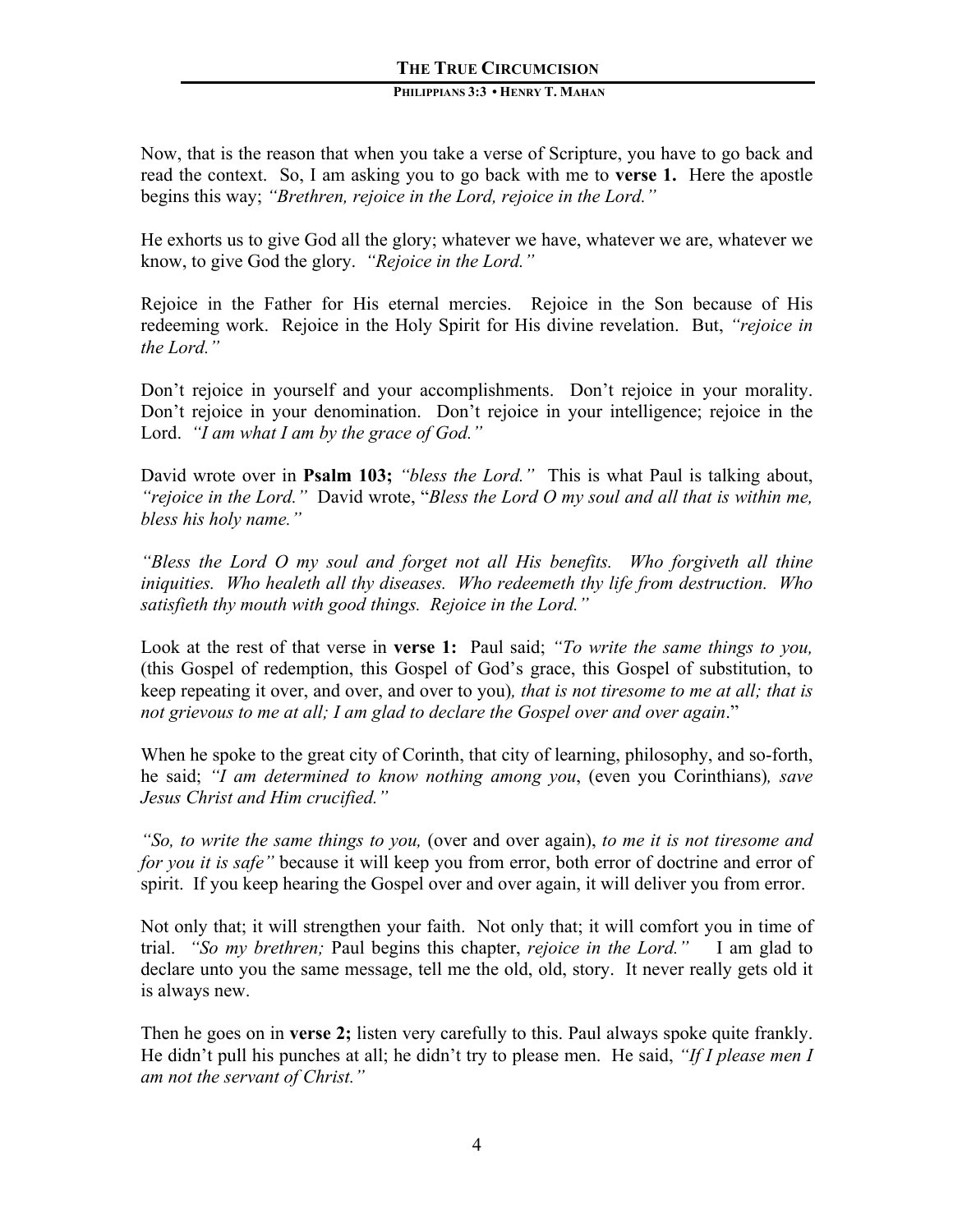Now, that is the reason that when you take a verse of Scripture, you have to go back and read the context. So, I am asking you to go back with me to **verse 1.** Here the apostle begins this way; *"Brethren, rejoice in the Lord, rejoice in the Lord."*

He exhorts us to give God all the glory; whatever we have, whatever we are, whatever we know, to give God the glory. *"Rejoice in the Lord."*

Rejoice in the Father for His eternal mercies. Rejoice in the Son because of His redeeming work. Rejoice in the Holy Spirit for His divine revelation. But, *"rejoice in the Lord."*

Don't rejoice in yourself and your accomplishments. Don't rejoice in your morality. Don't rejoice in your denomination. Don't rejoice in your intelligence; rejoice in the Lord. *"I am what I am by the grace of God."*

David wrote over in **Psalm 103;** *"bless the Lord."* This is what Paul is talking about, *"rejoice in the Lord."* David wrote, "*Bless the Lord O my soul and all that is within me, bless his holy name."*

*"Bless the Lord O my soul and forget not all His benefits. Who forgiveth all thine iniquities. Who healeth all thy diseases. Who redeemeth thy life from destruction. Who satisfieth thy mouth with good things. Rejoice in the Lord."*

Look at the rest of that verse in **verse 1:** Paul said; *"To write the same things to you,* (this Gospel of redemption, this Gospel of God's grace, this Gospel of substitution, to keep repeating it over, and over, and over to you)*, that is not tiresome to me at all; that is not grievous to me at all; I am glad to declare the Gospel over and over again*."

When he spoke to the great city of Corinth, that city of learning, philosophy, and so-forth, he said; *"I am determined to know nothing among you*, (even you Corinthians)*, save Jesus Christ and Him crucified."*

*"So, to write the same things to you,* (over and over again), *to me it is not tiresome and for you it is safe"* because it will keep you from error, both error of doctrine and error of spirit. If you keep hearing the Gospel over and over again, it will deliver you from error.

Not only that; it will strengthen your faith. Not only that; it will comfort you in time of trial. *"So my brethren;* Paul begins this chapter, *rejoice in the Lord."* I am glad to declare unto you the same message, tell me the old, old, story. It never really gets old it is always new.

Then he goes on in **verse 2;** listen very carefully to this. Paul always spoke quite frankly. He didn't pull his punches at all; he didn't try to please men. He said, *"If I please men I am not the servant of Christ."*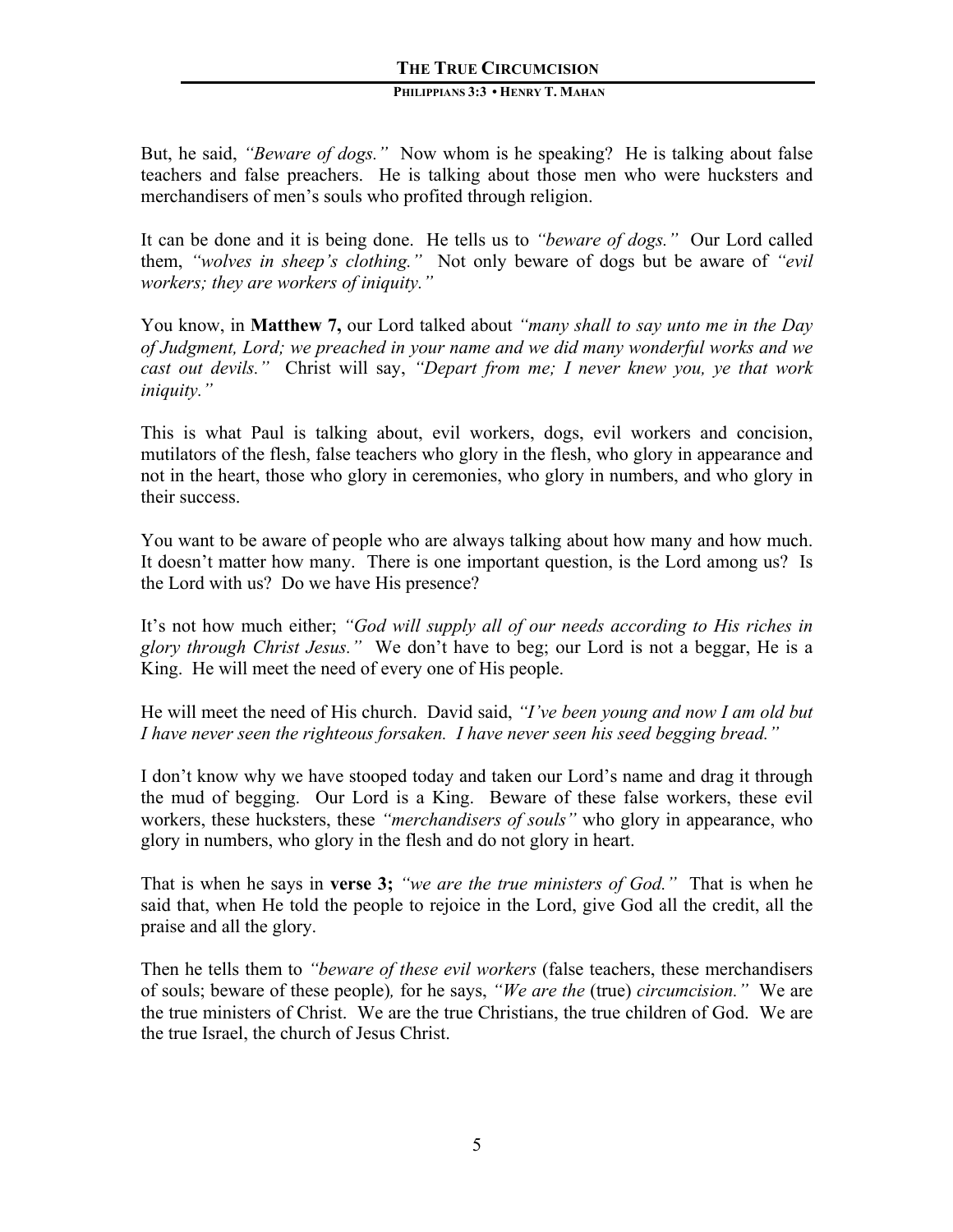But, he said, *"Beware of dogs."* Now whom is he speaking? He is talking about false teachers and false preachers. He is talking about those men who were hucksters and merchandisers of men's souls who profited through religion.

It can be done and it is being done. He tells us to *"beware of dogs."* Our Lord called them, *"wolves in sheep's clothing."* Not only beware of dogs but be aware of *"evil workers; they are workers of iniquity."*

You know, in **Matthew 7,** our Lord talked about *"many shall to say unto me in the Day of Judgment, Lord; we preached in your name and we did many wonderful works and we cast out devils."* Christ will say, *"Depart from me; I never knew you, ye that work iniquity."*

This is what Paul is talking about, evil workers, dogs, evil workers and concision, mutilators of the flesh, false teachers who glory in the flesh, who glory in appearance and not in the heart, those who glory in ceremonies, who glory in numbers, and who glory in their success.

You want to be aware of people who are always talking about how many and how much. It doesn't matter how many. There is one important question, is the Lord among us? Is the Lord with us? Do we have His presence?

It's not how much either; *"God will supply all of our needs according to His riches in glory through Christ Jesus."* We don't have to beg; our Lord is not a beggar, He is a King. He will meet the need of every one of His people.

He will meet the need of His church. David said, *"I've been young and now I am old but I have never seen the righteous forsaken. I have never seen his seed begging bread."*

I don't know why we have stooped today and taken our Lord's name and drag it through the mud of begging. Our Lord is a King. Beware of these false workers, these evil workers, these hucksters, these *"merchandisers of souls"* who glory in appearance, who glory in numbers, who glory in the flesh and do not glory in heart.

That is when he says in **verse 3;** *"we are the true ministers of God."* That is when he said that, when He told the people to rejoice in the Lord, give God all the credit, all the praise and all the glory.

Then he tells them to *"beware of these evil workers* (false teachers, these merchandisers of souls; beware of these people)*,* for he says, *"We are the* (true) *circumcision."* We are the true ministers of Christ. We are the true Christians, the true children of God. We are the true Israel, the church of Jesus Christ.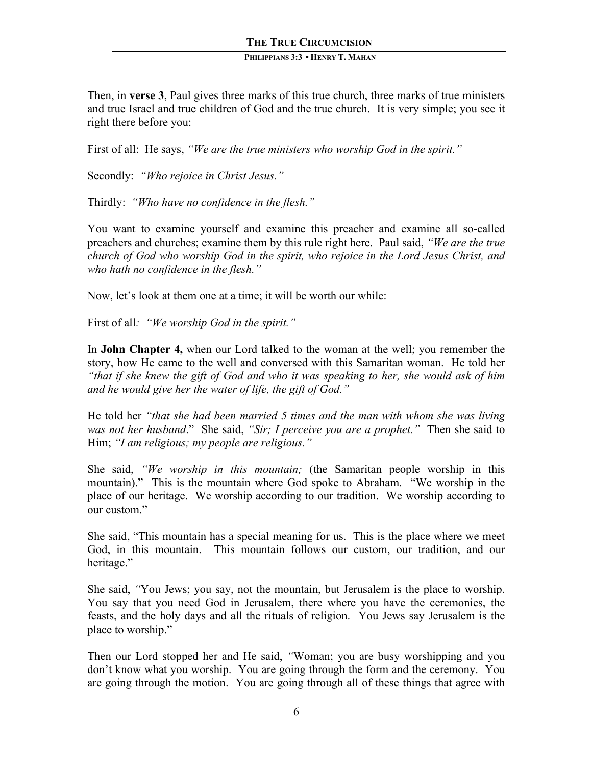Then, in **verse 3**, Paul gives three marks of this true church, three marks of true ministers and true Israel and true children of God and the true church. It is very simple; you see it right there before you:

First of all: He says, *"We are the true ministers who worship God in the spirit."*

Secondly: *"Who rejoice in Christ Jesus."*

Thirdly: *"Who have no confidence in the flesh."*

You want to examine yourself and examine this preacher and examine all so-called preachers and churches; examine them by this rule right here. Paul said, *"We are the true church of God who worship God in the spirit, who rejoice in the Lord Jesus Christ, and who hath no confidence in the flesh."*

Now, let's look at them one at a time; it will be worth our while:

First of all*: "We worship God in the spirit."*

In **John Chapter 4,** when our Lord talked to the woman at the well; you remember the story, how He came to the well and conversed with this Samaritan woman. He told her *"that if she knew the gift of God and who it was speaking to her, she would ask of him and he would give her the water of life, the gift of God."*

He told her *"that she had been married 5 times and the man with whom she was living was not her husband*." She said, *"Sir; I perceive you are a prophet."* Then she said to Him; *"I am religious; my people are religious."*

She said, *"We worship in this mountain;* (the Samaritan people worship in this mountain)." This is the mountain where God spoke to Abraham. "We worship in the place of our heritage. We worship according to our tradition. We worship according to our custom."

She said, "This mountain has a special meaning for us. This is the place where we meet God, in this mountain. This mountain follows our custom, our tradition, and our heritage."

She said, *"*You Jews; you say, not the mountain, but Jerusalem is the place to worship. You say that you need God in Jerusalem, there where you have the ceremonies, the feasts, and the holy days and all the rituals of religion. You Jews say Jerusalem is the place to worship."

Then our Lord stopped her and He said, *"*Woman; you are busy worshipping and you don't know what you worship. You are going through the form and the ceremony. You are going through the motion. You are going through all of these things that agree with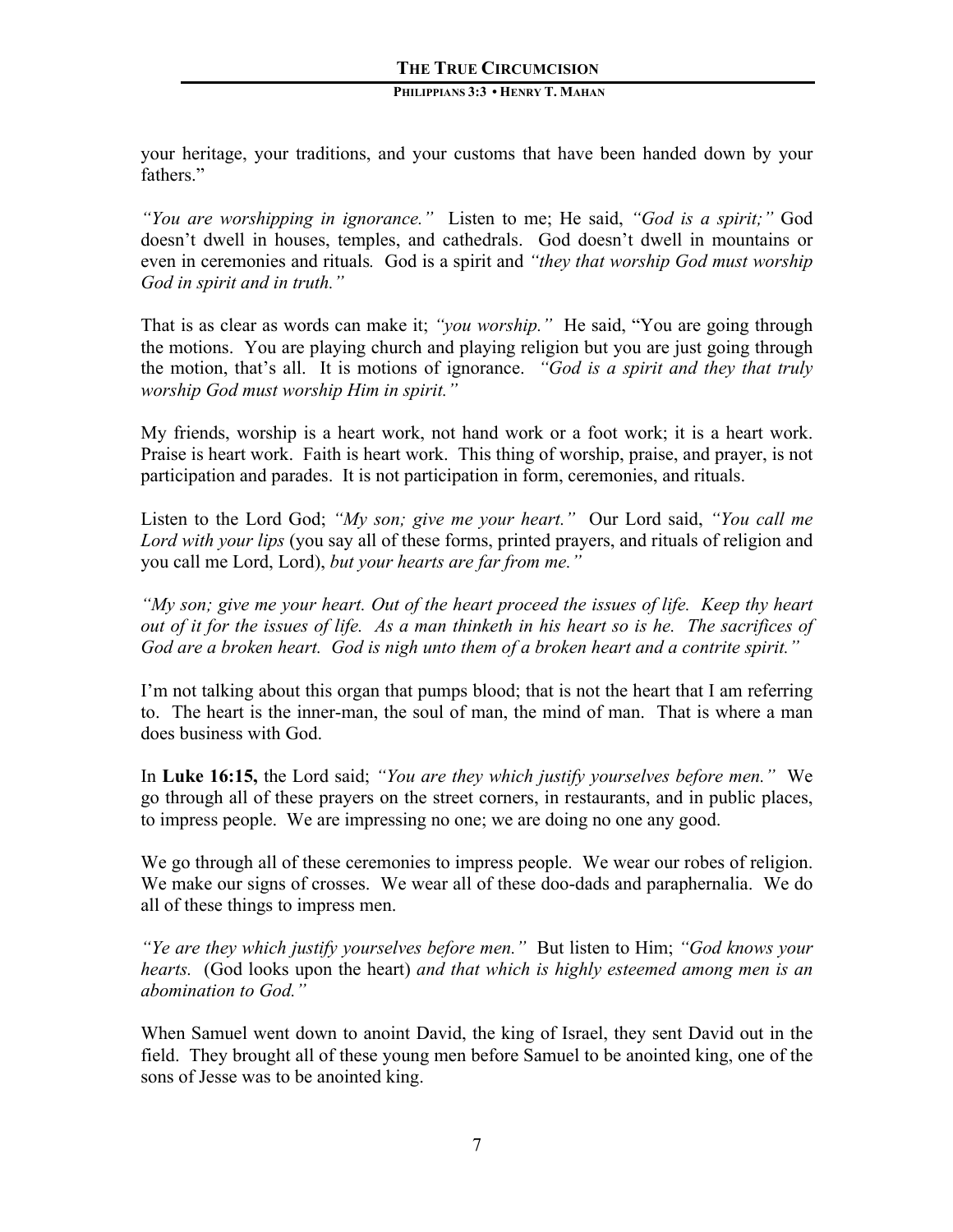your heritage, your traditions, and your customs that have been handed down by your fathers."

*"You are worshipping in ignorance."* Listen to me; He said, *"God is a spirit;"* God doesn't dwell in houses, temples, and cathedrals. God doesn't dwell in mountains or even in ceremonies and rituals*.* God is a spirit and *"they that worship God must worship God in spirit and in truth."*

That is as clear as words can make it; *"you worship."* He said, "You are going through the motions. You are playing church and playing religion but you are just going through the motion, that's all. It is motions of ignorance. *"God is a spirit and they that truly worship God must worship Him in spirit."*

My friends, worship is a heart work, not hand work or a foot work; it is a heart work. Praise is heart work. Faith is heart work. This thing of worship, praise, and prayer, is not participation and parades. It is not participation in form, ceremonies, and rituals.

Listen to the Lord God; *"My son; give me your heart."* Our Lord said, *"You call me Lord with your lips* (you say all of these forms, printed prayers, and rituals of religion and you call me Lord, Lord), *but your hearts are far from me."*

*"My son; give me your heart. Out of the heart proceed the issues of life. Keep thy heart out of it for the issues of life. As a man thinketh in his heart so is he. The sacrifices of God are a broken heart. God is nigh unto them of a broken heart and a contrite spirit."*

I'm not talking about this organ that pumps blood; that is not the heart that I am referring to. The heart is the inner-man, the soul of man, the mind of man. That is where a man does business with God.

In **Luke 16:15,** the Lord said; *"You are they which justify yourselves before men."* We go through all of these prayers on the street corners, in restaurants, and in public places, to impress people. We are impressing no one; we are doing no one any good.

We go through all of these ceremonies to impress people. We wear our robes of religion. We make our signs of crosses. We wear all of these doo-dads and paraphernalia. We do all of these things to impress men.

*"Ye are they which justify yourselves before men."* But listen to Him; *"God knows your hearts.* (God looks upon the heart) *and that which is highly esteemed among men is an abomination to God."*

When Samuel went down to anoint David, the king of Israel, they sent David out in the field. They brought all of these young men before Samuel to be anointed king, one of the sons of Jesse was to be anointed king.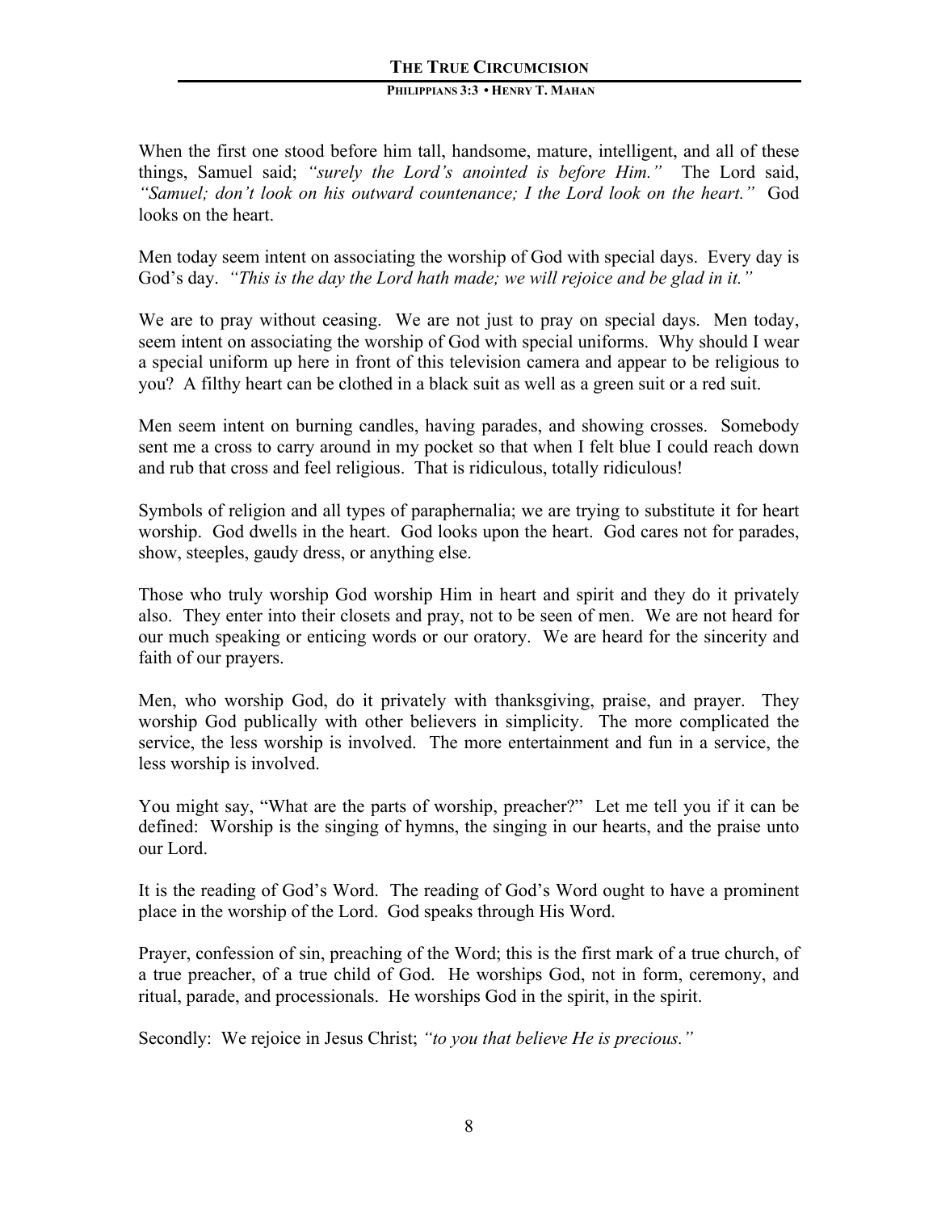When the first one stood before him tall, handsome, mature, intelligent, and all of these things, Samuel said; *"surely the Lord's anointed is before Him."* The Lord said, *"Samuel; don't look on his outward countenance; I the Lord look on the heart."* God looks on the heart.

Men today seem intent on associating the worship of God with special days. Every day is God's day. *"This is the day the Lord hath made; we will rejoice and be glad in it."*

We are to pray without ceasing. We are not just to pray on special days. Men today, seem intent on associating the worship of God with special uniforms. Why should I wear a special uniform up here in front of this television camera and appear to be religious to you? A filthy heart can be clothed in a black suit as well as a green suit or a red suit.

Men seem intent on burning candles, having parades, and showing crosses. Somebody sent me a cross to carry around in my pocket so that when I felt blue I could reach down and rub that cross and feel religious. That is ridiculous, totally ridiculous!

Symbols of religion and all types of paraphernalia; we are trying to substitute it for heart worship. God dwells in the heart. God looks upon the heart. God cares not for parades, show, steeples, gaudy dress, or anything else.

Those who truly worship God worship Him in heart and spirit and they do it privately also. They enter into their closets and pray, not to be seen of men. We are not heard for our much speaking or enticing words or our oratory. We are heard for the sincerity and faith of our prayers.

Men, who worship God, do it privately with thanksgiving, praise, and prayer. They worship God publically with other believers in simplicity. The more complicated the service, the less worship is involved. The more entertainment and fun in a service, the less worship is involved.

You might say, "What are the parts of worship, preacher?" Let me tell you if it can be defined: Worship is the singing of hymns, the singing in our hearts, and the praise unto our Lord.

It is the reading of God's Word. The reading of God's Word ought to have a prominent place in the worship of the Lord. God speaks through His Word.

Prayer, confession of sin, preaching of the Word; this is the first mark of a true church, of a true preacher, of a true child of God. He worships God, not in form, ceremony, and ritual, parade, and processionals. He worships God in the spirit, in the spirit.

Secondly: We rejoice in Jesus Christ; *"to you that believe He is precious."*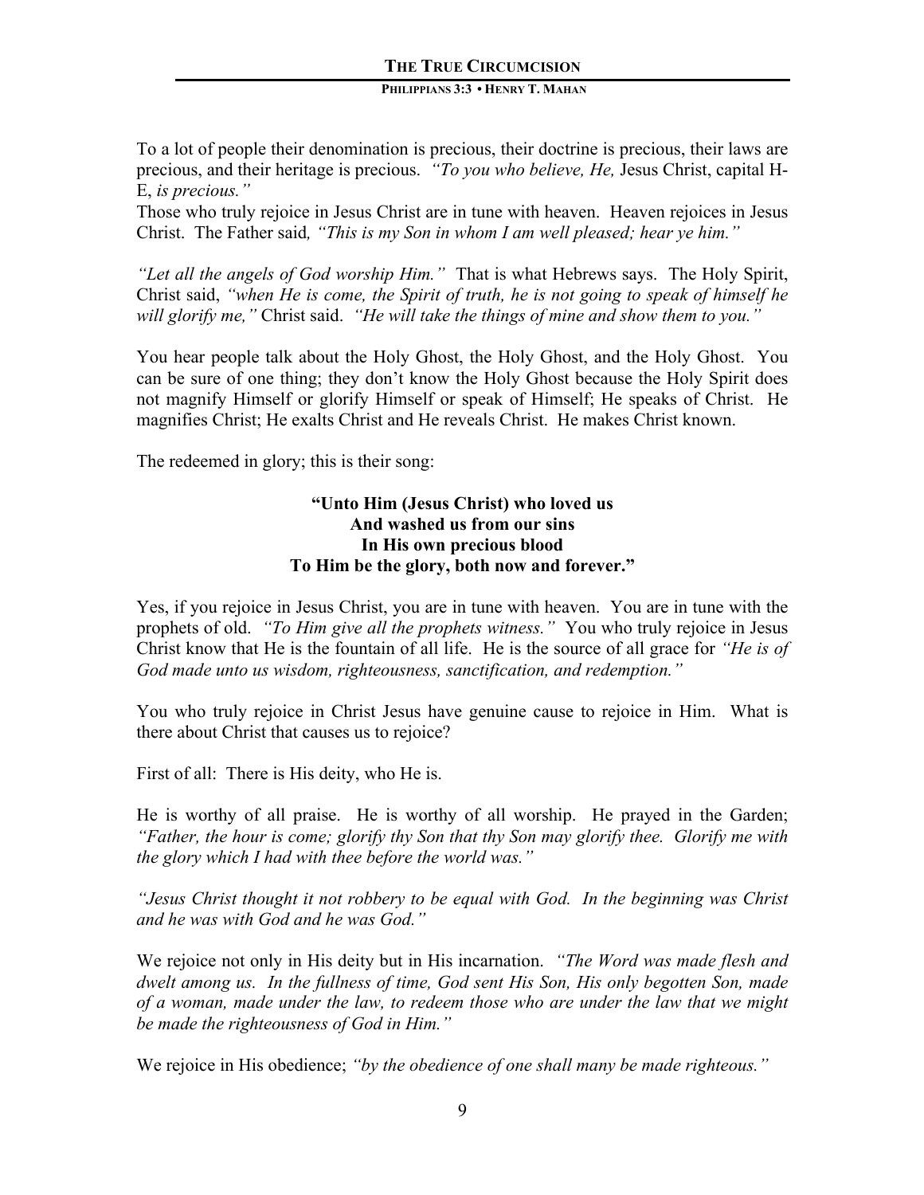To a lot of people their denomination is precious, their doctrine is precious, their laws are precious, and their heritage is precious. *"To you who believe, He,* Jesus Christ, capital H-E, *is precious."*
Those who truly rejoice in Jesus Christ are in tune with heaven. Heaven rejoices in Jesus Christ. The Father said*, "This is my Son in whom I am well pleased; hear ye him."*

*"Let all the angels of God worship Him."* That is what Hebrews says. The Holy Spirit, Christ said, *"when He is come, the Spirit of truth, he is not going to speak of himself he will glorify me,"* Christ said. *"He will take the things of mine and show them to you."*

You hear people talk about the Holy Ghost, the Holy Ghost, and the Holy Ghost. You can be sure of one thing; they don't know the Holy Ghost because the Holy Spirit does not magnify Himself or glorify Himself or speak of Himself; He speaks of Christ. He magnifies Christ; He exalts Christ and He reveals Christ. He makes Christ known.

The redeemed in glory; this is their song:

**"Unto Him (Jesus Christ) who loved us
And washed us from our sins
In His own precious blood
To Him be the glory, both now and forever."**

Yes, if you rejoice in Jesus Christ, you are in tune with heaven. You are in tune with the prophets of old. *"To Him give all the prophets witness."* You who truly rejoice in Jesus Christ know that He is the fountain of all life. He is the source of all grace for *"He is of God made unto us wisdom, righteousness, sanctification, and redemption."*

You who truly rejoice in Christ Jesus have genuine cause to rejoice in Him. What is there about Christ that causes us to rejoice?

First of all: There is His deity, who He is.

He is worthy of all praise. He is worthy of all worship. He prayed in the Garden; *"Father, the hour is come; glorify thy Son that thy Son may glorify thee. Glorify me with the glory which I had with thee before the world was."*

*"Jesus Christ thought it not robbery to be equal with God. In the beginning was Christ and he was with God and he was God."*

We rejoice not only in His deity but in His incarnation. *"The Word was made flesh and dwelt among us. In the fullness of time, God sent His Son, His only begotten Son, made of a woman, made under the law, to redeem those who are under the law that we might be made the righteousness of God in Him."*

We rejoice in His obedience; *"by the obedience of one shall many be made righteous."*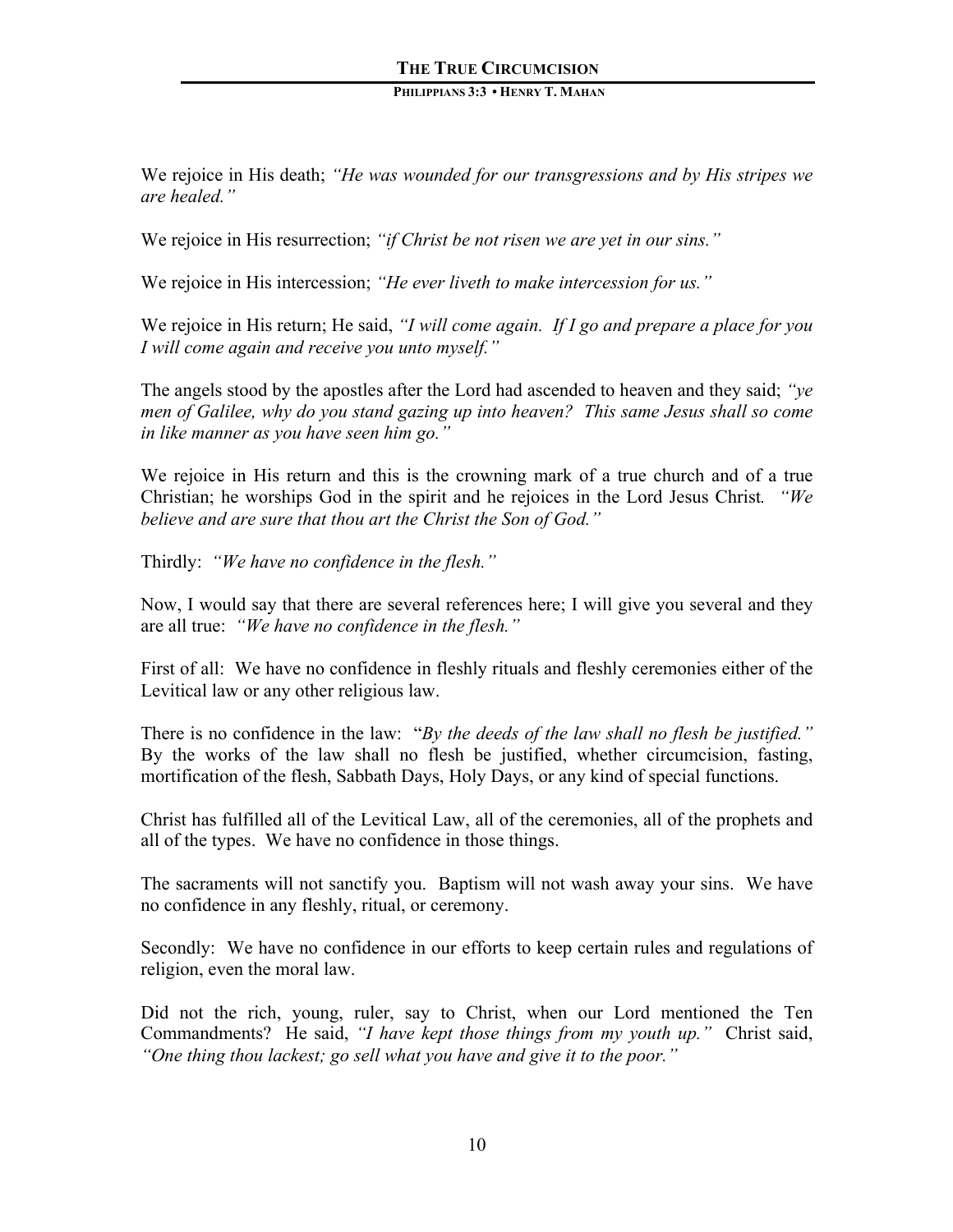We rejoice in His death; *"He was wounded for our transgressions and by His stripes we are healed."*

We rejoice in His resurrection; *"if Christ be not risen we are yet in our sins."*

We rejoice in His intercession; *"He ever liveth to make intercession for us."*

We rejoice in His return; He said, *"I will come again. If I go and prepare a place for you I will come again and receive you unto myself."*

The angels stood by the apostles after the Lord had ascended to heaven and they said; *"ye men of Galilee, why do you stand gazing up into heaven? This same Jesus shall so come in like manner as you have seen him go."*

We rejoice in His return and this is the crowning mark of a true church and of a true Christian; he worships God in the spirit and he rejoices in the Lord Jesus Christ. *"We believe and are sure that thou art the Christ the Son of God."*

Thirdly: *"We have no confidence in the flesh."*

Now, I would say that there are several references here; I will give you several and they are all true: *"We have no confidence in the flesh."*

First of all: We have no confidence in fleshly rituals and fleshly ceremonies either of the Levitical law or any other religious law.

There is no confidence in the law: "*By the deeds of the law shall no flesh be justified."* By the works of the law shall no flesh be justified, whether circumcision, fasting, mortification of the flesh, Sabbath Days, Holy Days, or any kind of special functions.

Christ has fulfilled all of the Levitical Law, all of the ceremonies, all of the prophets and all of the types. We have no confidence in those things.

The sacraments will not sanctify you. Baptism will not wash away your sins. We have no confidence in any fleshly, ritual, or ceremony.

Secondly: We have no confidence in our efforts to keep certain rules and regulations of religion, even the moral law.

Did not the rich, young, ruler, say to Christ, when our Lord mentioned the Ten Commandments? He said, *"I have kept those things from my youth up."* Christ said, *"One thing thou lackest; go sell what you have and give it to the poor."*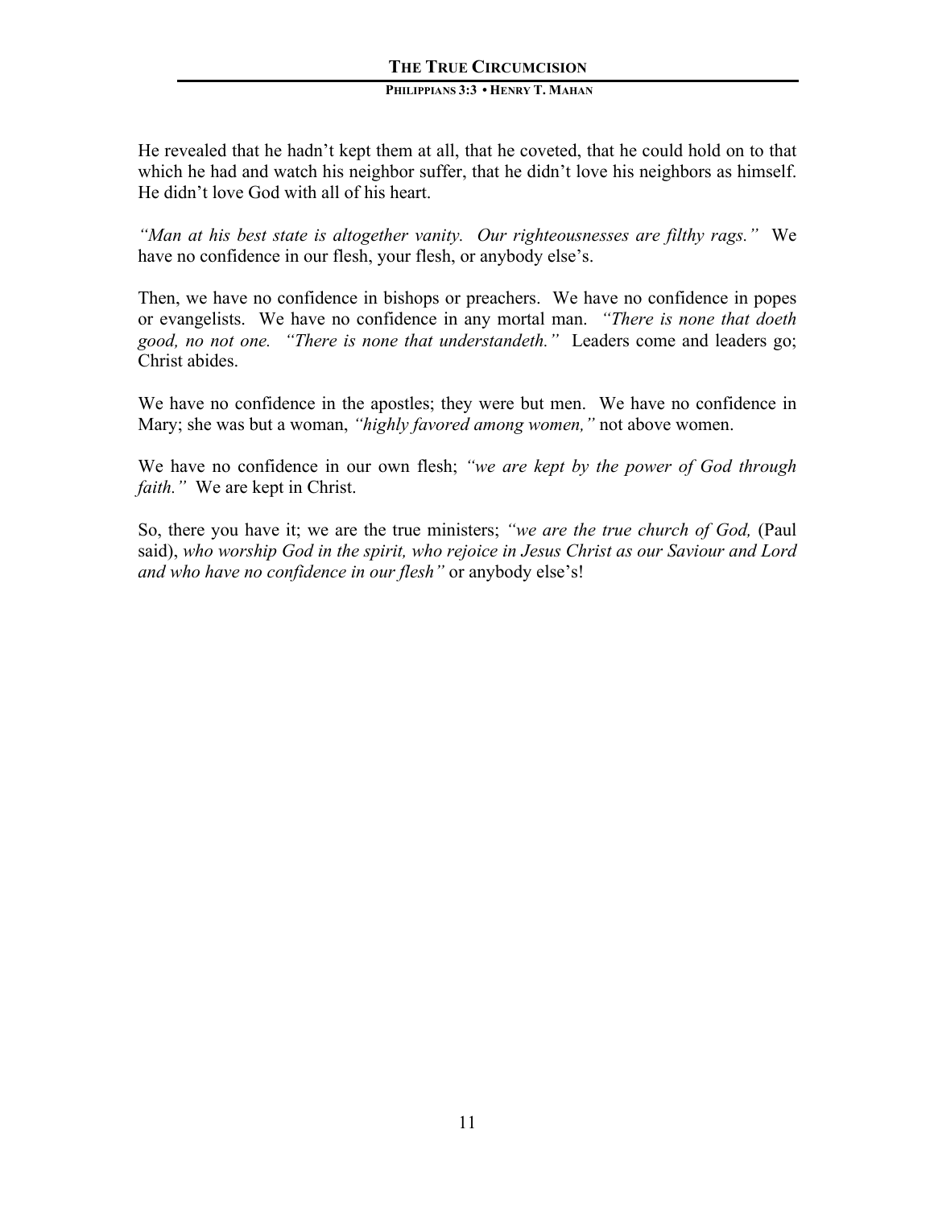He revealed that he hadn't kept them at all, that he coveted, that he could hold on to that which he had and watch his neighbor suffer, that he didn't love his neighbors as himself. He didn't love God with all of his heart.

*"Man at his best state is altogether vanity. Our righteousnesses are filthy rags."* We have no confidence in our flesh, your flesh, or anybody else's.

Then, we have no confidence in bishops or preachers. We have no confidence in popes or evangelists. We have no confidence in any mortal man. *"There is none that doeth good, no not one. "There is none that understandeth."* Leaders come and leaders go; Christ abides.

We have no confidence in the apostles; they were but men. We have no confidence in Mary; she was but a woman, *"highly favored among women,"* not above women.

We have no confidence in our own flesh; *"we are kept by the power of God through faith."* We are kept in Christ.

So, there you have it; we are the true ministers; *"we are the true church of God,* (Paul said), *who worship God in the spirit, who rejoice in Jesus Christ as our Saviour and Lord and who have no confidence in our flesh"* or anybody else's!